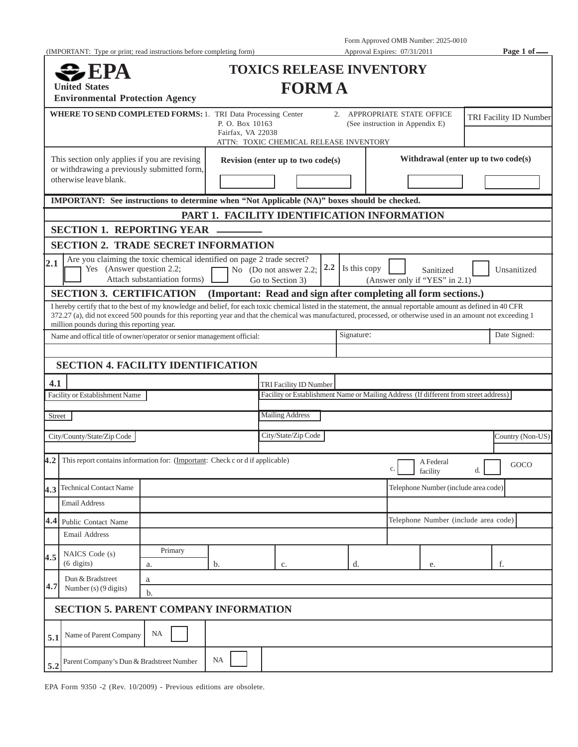Form Approved OMB Number: 2025-0010

(IMPORTANT: Type or print; read instructions before completing form) Approval Expires: 07/31/2011

**EPA**
**United States Environmental Protection Agency**

# TOXICS RELEASE INVENTORY
# FORM A

**WHERE TO SEND COMPLETED FORMS:** 1. TRI Data Processing Center
P. O. Box 10163
Fairfax, VA 22038
ATTN: TOXIC CHEMICAL RELEASE INVENTORY

2. APPROPRIATE STATE OFFICE
(See instruction in Appendix E)

TRI Facility ID Number

| This section only applies if you are revising or withdrawing a previously submitted form, otherwise leave blank. | **Revision (enter up to two code(s)** | **Withdrawal (enter up to two code(s)** |
|---|---|---|

**IMPORTANT: See instructions to determine when "Not Applicable (NA)" boxes should be checked.**

## PART 1. FACILITY IDENTIFICATION INFORMATION

### SECTION 1. REPORTING YEAR ____

### SECTION 2. TRADE SECRET INFORMATION

**2.1** Are you claiming the toxic chemical identified on page 2 trade secret?
☐ Yes (Answer question 2.2; Attach substantiation forms)
☐ No (Do not answer 2.2; Go to Section 3)

**2.2** Is this copy ☐ Sanitized ☐ Unsanitized
(Answer only if "YES" in 2.1)

### SECTION 3. CERTIFICATION (Important: Read and sign after completing all form sections.)

I hereby certify that to the best of my knowledge and belief, for each toxic chemical listed in the statement, the annual reportable amount as defined in 40 CFR 372.27 (a), did not exceed 500 pounds for this reporting year and that the chemical was manufactured, processed, or otherwise used in an amount not exceeding 1 million pounds during this reporting year.

| Name and offical title of owner/operator or senior management official: | Signature: | Date Signed: |
|---|---|---|
| | | |

### SECTION 4. FACILITY IDENTIFICATION

| **4.1** | TRI Facility ID Number |
|---|---|
| Facility or Establishment Name | Facility or Establishment Name or Mailing Address (If different from street address) |
| Street | Mailing Address |
| City/County/State/Zip Code | City/State/Zip Code / Country (Non-US) |

**4.2** This report contains information for: (Important: Check c or d if applicable)
c. ☐ A Federal facility d. ☐ GOCO

| | | | |
|---|---|---|---|
| **4.3** | Technical Contact Name | | Telephone Number (include area code) |
| | Email Address | | |
| **4.4** | Public Contact Name | | Telephone Number (include area code) |
| | Email Address | | |

| **4.5** | NAICS Code (s) (6 digits) | Primary a. | b. | c. | d. | e. | f. |
|---|---|---|---|---|---|---|---|

| **4.7** | Dun & Bradstreet Number (s) (9 digits) | a |
|---|---|---|
| | | b. |

### SECTION 5. PARENT COMPANY INFORMATION

| **5.1** | Name of Parent Company | NA ☐ | |
|---|---|---|---|
| **5.2** | Parent Company's Dun & Bradstreet Number | NA ☐ | |

EPA Form 9350 -2 (Rev. 10/2009) - Previous editions are obsolete.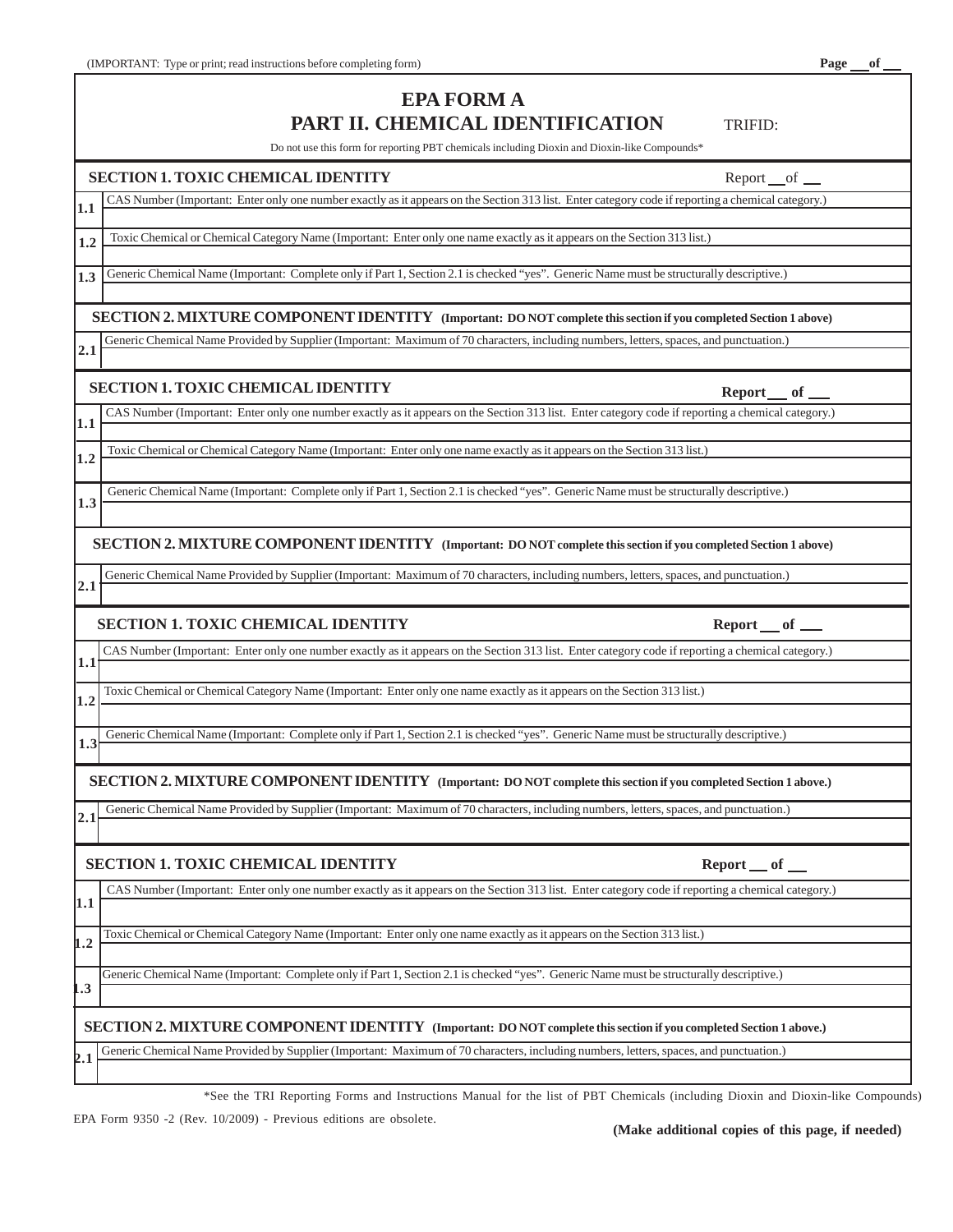(IMPORTANT: Type or print; read instructions before completing form)

Page \_\_ of \_\_

# EPA FORM A
## PART II. CHEMICAL IDENTIFICATION

TRIFID:

Do not use this form for reporting PBT chemicals including Dioxin and Dioxin-like Compounds*

### SECTION 1. TOXIC CHEMICAL IDENTITY

Report \_\_ of \_\_

| | |
|---|---|
| 1.1 | CAS Number (Important: Enter only one number exactly as it appears on the Section 313 list. Enter category code if reporting a chemical category.) |
| 1.2 | Toxic Chemical or Chemical Category Name (Important: Enter only one name exactly as it appears on the Section 313 list.) |
| 1.3 | Generic Chemical Name (Important: Complete only if Part 1, Section 2.1 is checked "yes". Generic Name must be structurally descriptive.) |

### SECTION 2. MIXTURE COMPONENT IDENTITY (Important: DO NOT complete this section if you completed Section 1 above)

| | |
|---|---|
| 2.1 | Generic Chemical Name Provided by Supplier (Important: Maximum of 70 characters, including numbers, letters, spaces, and punctuation.) |

### SECTION 1. TOXIC CHEMICAL IDENTITY

Report \_\_ of \_\_

| | |
|---|---|
| 1.1 | CAS Number (Important: Enter only one number exactly as it appears on the Section 313 list. Enter category code if reporting a chemical category.) |
| 1.2 | Toxic Chemical or Chemical Category Name (Important: Enter only one name exactly as it appears on the Section 313 list.) |
| 1.3 | Generic Chemical Name (Important: Complete only if Part 1, Section 2.1 is checked "yes". Generic Name must be structurally descriptive.) |

### SECTION 2. MIXTURE COMPONENT IDENTITY (Important: DO NOT complete this section if you completed Section 1 above)

| | |
|---|---|
| 2.1 | Generic Chemical Name Provided by Supplier (Important: Maximum of 70 characters, including numbers, letters, spaces, and punctuation.) |

### SECTION 1. TOXIC CHEMICAL IDENTITY

Report \_\_ of \_\_

| | |
|---|---|
| 1.1 | CAS Number (Important: Enter only one number exactly as it appears on the Section 313 list. Enter category code if reporting a chemical category.) |
| 1.2 | Toxic Chemical or Chemical Category Name (Important: Enter only one name exactly as it appears on the Section 313 list.) |
| 1.3 | Generic Chemical Name (Important: Complete only if Part 1, Section 2.1 is checked "yes". Generic Name must be structurally descriptive.) |

### SECTION 2. MIXTURE COMPONENT IDENTITY (Important: DO NOT complete this section if you completed Section 1 above.)

| | |
|---|---|
| 2.1 | Generic Chemical Name Provided by Supplier (Important: Maximum of 70 characters, including numbers, letters, spaces, and punctuation.) |

### SECTION 1. TOXIC CHEMICAL IDENTITY

Report \_\_ of \_\_

| | |
|---|---|
| 1.1 | CAS Number (Important: Enter only one number exactly as it appears on the Section 313 list. Enter category code if reporting a chemical category.) |
| 1.2 | Toxic Chemical or Chemical Category Name (Important: Enter only one name exactly as it appears on the Section 313 list.) |
| 1.3 | Generic Chemical Name (Important: Complete only if Part 1, Section 2.1 is checked "yes". Generic Name must be structurally descriptive.) |

### SECTION 2. MIXTURE COMPONENT IDENTITY (Important: DO NOT complete this section if you completed Section 1 above.)

| | |
|---|---|
| 2.1 | Generic Chemical Name Provided by Supplier (Important: Maximum of 70 characters, including numbers, letters, spaces, and punctuation.) |

*See the TRI Reporting Forms and Instructions Manual for the list of PBT Chemicals (including Dioxin and Dioxin-like Compounds)

EPA Form 9350 -2 (Rev. 10/2009) - Previous editions are obsolete.

**(Make additional copies of this page, if needed)**